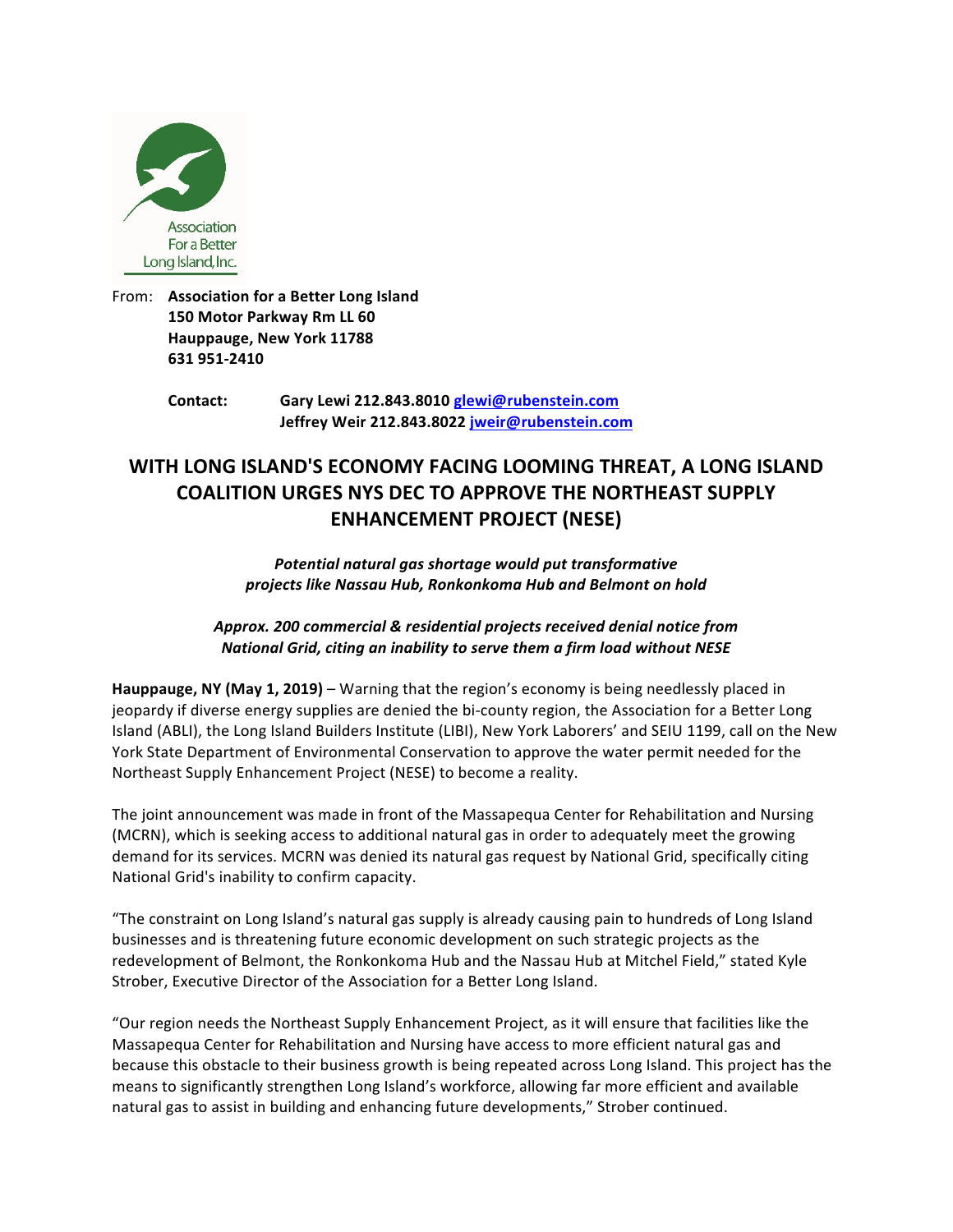Association For a Better Long Island, Inc.

From: **Association for a Better Long Island**
**150 Motor Parkway Rm LL 60**
**Hauppauge, New York 11788**
**631 951-2410**

**Contact:** **Gary Lewi 212.843.8010 glewi@rubenstein.com**
**Jeffrey Weir 212.843.8022 jweir@rubenstein.com**

# WITH LONG ISLAND'S ECONOMY FACING LOOMING THREAT, A LONG ISLAND COALITION URGES NYS DEC TO APPROVE THE NORTHEAST SUPPLY ENHANCEMENT PROJECT (NESE)

***Potential natural gas shortage would put transformative projects like Nassau Hub, Ronkonkoma Hub and Belmont on hold***

***Approx. 200 commercial & residential projects received denial notice from National Grid, citing an inability to serve them a firm load without NESE***

**Hauppauge, NY (May 1, 2019)** – Warning that the region's economy is being needlessly placed in jeopardy if diverse energy supplies are denied the bi-county region, the Association for a Better Long Island (ABLI), the Long Island Builders Institute (LIBI), New York Laborers' and SEIU 1199, call on the New York State Department of Environmental Conservation to approve the water permit needed for the Northeast Supply Enhancement Project (NESE) to become a reality.

The joint announcement was made in front of the Massapequa Center for Rehabilitation and Nursing (MCRN), which is seeking access to additional natural gas in order to adequately meet the growing demand for its services. MCRN was denied its natural gas request by National Grid, specifically citing National Grid's inability to confirm capacity.

"The constraint on Long Island's natural gas supply is already causing pain to hundreds of Long Island businesses and is threatening future economic development on such strategic projects as the redevelopment of Belmont, the Ronkonkoma Hub and the Nassau Hub at Mitchel Field," stated Kyle Strober, Executive Director of the Association for a Better Long Island.

"Our region needs the Northeast Supply Enhancement Project, as it will ensure that facilities like the Massapequa Center for Rehabilitation and Nursing have access to more efficient natural gas and because this obstacle to their business growth is being repeated across Long Island. This project has the means to significantly strengthen Long Island's workforce, allowing far more efficient and available natural gas to assist in building and enhancing future developments," Strober continued.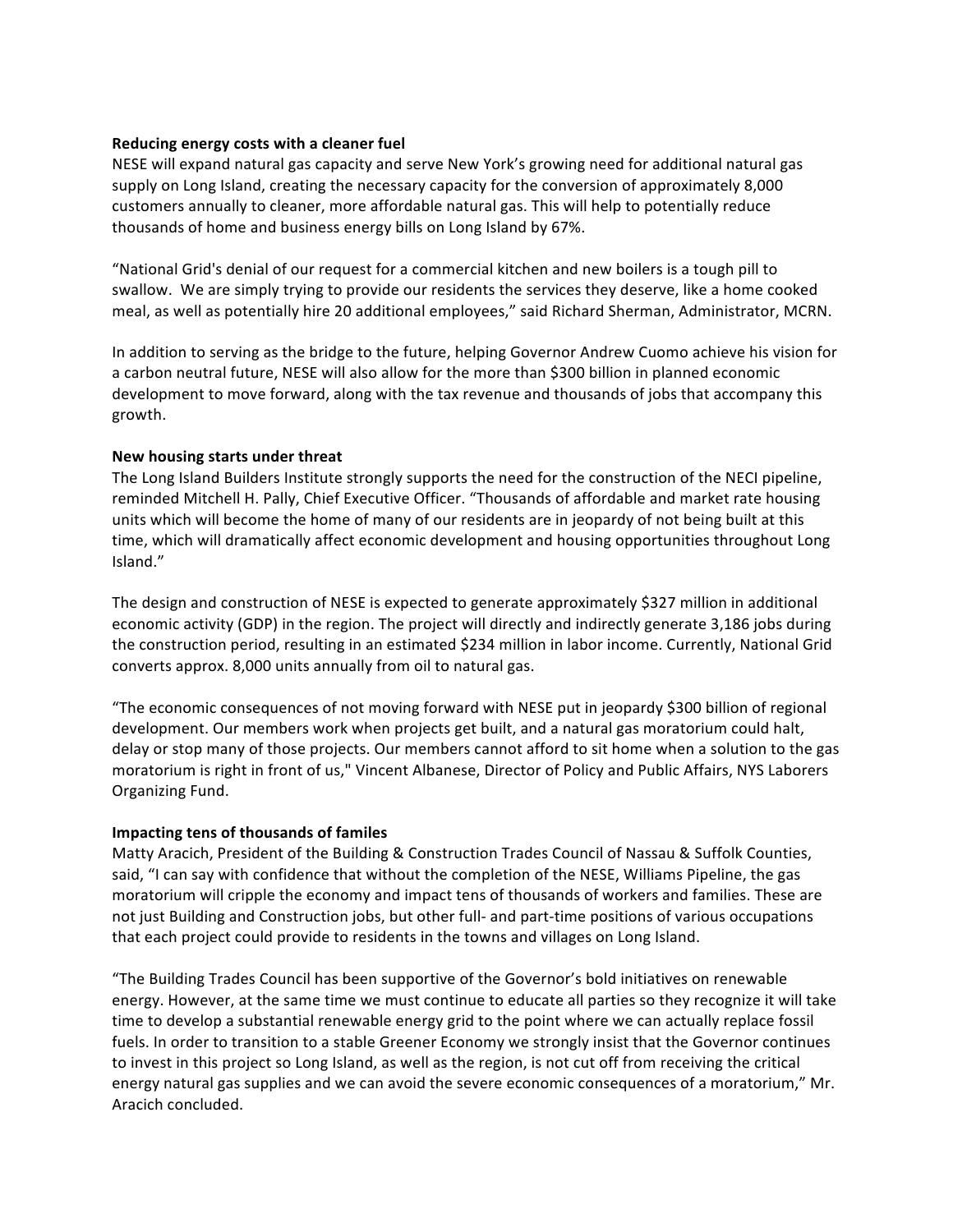**Reducing energy costs with a cleaner fuel**

NESE will expand natural gas capacity and serve New York's growing need for additional natural gas supply on Long Island, creating the necessary capacity for the conversion of approximately 8,000 customers annually to cleaner, more affordable natural gas. This will help to potentially reduce thousands of home and business energy bills on Long Island by 67%.

"National Grid's denial of our request for a commercial kitchen and new boilers is a tough pill to swallow. We are simply trying to provide our residents the services they deserve, like a home cooked meal, as well as potentially hire 20 additional employees," said Richard Sherman, Administrator, MCRN.

In addition to serving as the bridge to the future, helping Governor Andrew Cuomo achieve his vision for a carbon neutral future, NESE will also allow for the more than $300 billion in planned economic development to move forward, along with the tax revenue and thousands of jobs that accompany this growth.

**New housing starts under threat**

The Long Island Builders Institute strongly supports the need for the construction of the NECI pipeline, reminded Mitchell H. Pally, Chief Executive Officer. "Thousands of affordable and market rate housing units which will become the home of many of our residents are in jeopardy of not being built at this time, which will dramatically affect economic development and housing opportunities throughout Long Island."

The design and construction of NESE is expected to generate approximately $327 million in additional economic activity (GDP) in the region. The project will directly and indirectly generate 3,186 jobs during the construction period, resulting in an estimated $234 million in labor income. Currently, National Grid converts approx. 8,000 units annually from oil to natural gas.

"The economic consequences of not moving forward with NESE put in jeopardy $300 billion of regional development. Our members work when projects get built, and a natural gas moratorium could halt, delay or stop many of those projects. Our members cannot afford to sit home when a solution to the gas moratorium is right in front of us," Vincent Albanese, Director of Policy and Public Affairs, NYS Laborers Organizing Fund.

**Impacting tens of thousands of familes**

Matty Aracich, President of the Building & Construction Trades Council of Nassau & Suffolk Counties, said, "I can say with confidence that without the completion of the NESE, Williams Pipeline, the gas moratorium will cripple the economy and impact tens of thousands of workers and families. These are not just Building and Construction jobs, but other full- and part-time positions of various occupations that each project could provide to residents in the towns and villages on Long Island.

"The Building Trades Council has been supportive of the Governor's bold initiatives on renewable energy. However, at the same time we must continue to educate all parties so they recognize it will take time to develop a substantial renewable energy grid to the point where we can actually replace fossil fuels. In order to transition to a stable Greener Economy we strongly insist that the Governor continues to invest in this project so Long Island, as well as the region, is not cut off from receiving the critical energy natural gas supplies and we can avoid the severe economic consequences of a moratorium," Mr. Aracich concluded.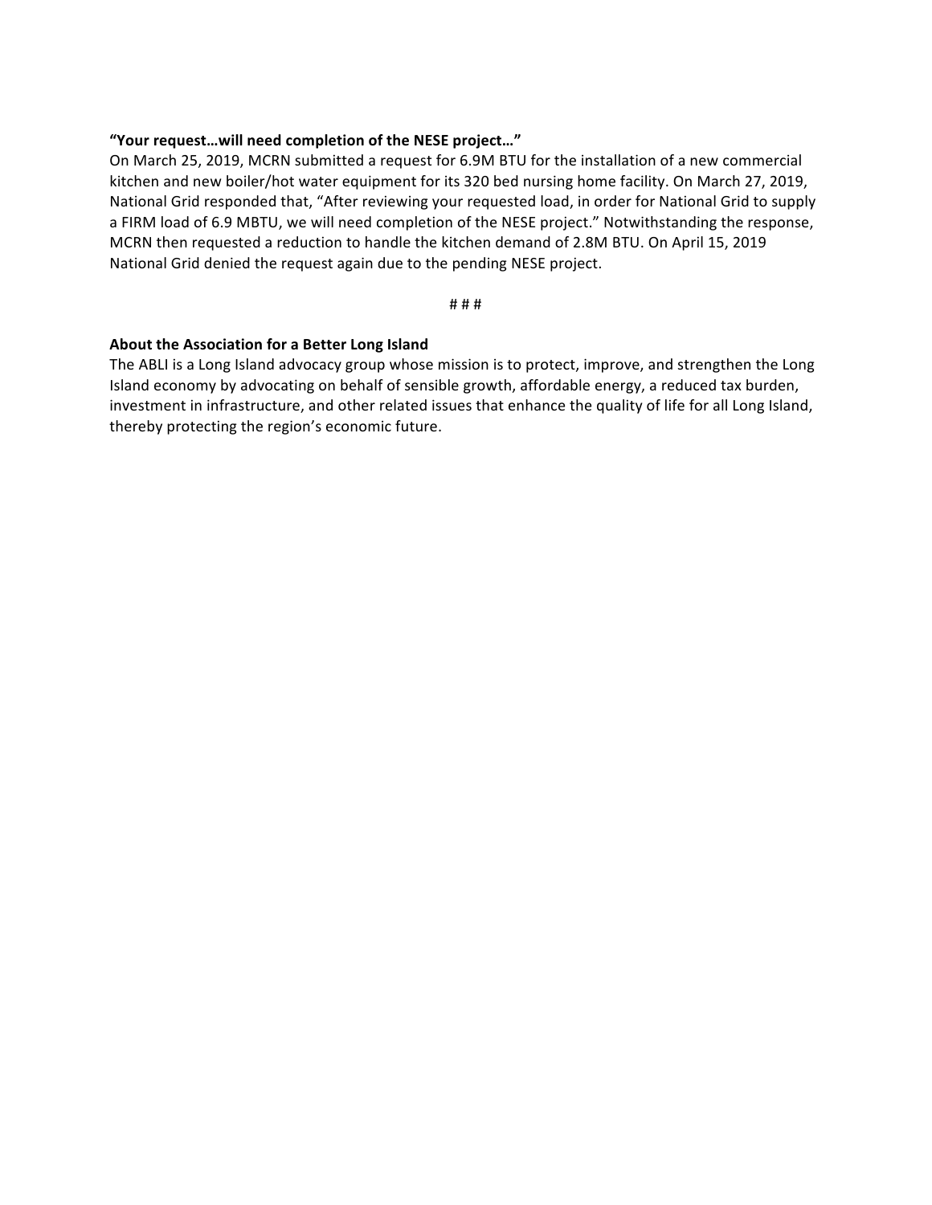**“Your request…will need completion of the NESE project…”**

On March 25, 2019, MCRN submitted a request for 6.9M BTU for the installation of a new commercial kitchen and new boiler/hot water equipment for its 320 bed nursing home facility. On March 27, 2019, National Grid responded that, “After reviewing your requested load, in order for National Grid to supply a FIRM load of 6.9 MBTU, we will need completion of the NESE project.” Notwithstanding the response, MCRN then requested a reduction to handle the kitchen demand of 2.8M BTU. On April 15, 2019 National Grid denied the request again due to the pending NESE project.

# # #

**About the Association for a Better Long Island**

The ABLI is a Long Island advocacy group whose mission is to protect, improve, and strengthen the Long Island economy by advocating on behalf of sensible growth, affordable energy, a reduced tax burden, investment in infrastructure, and other related issues that enhance the quality of life for all Long Island, thereby protecting the region’s economic future.